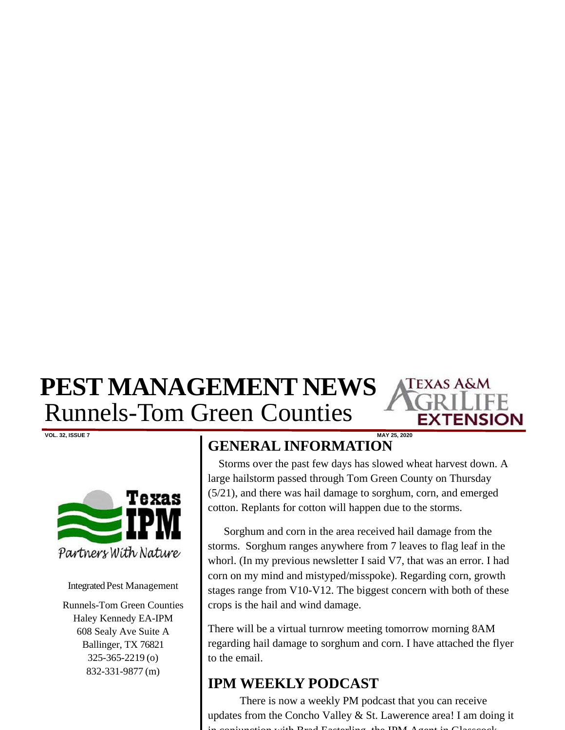# PEST MANAGEMENT NEWS

## Runnels-Tom Green Counties

VOL. 32, ISSUE 7 MAY 25, 2020

Integrated Pest Management

Runnels-Tom Green Counties
Haley Kennedy EA-IPM
608 Sealy Ave Suite A
Ballinger, TX 76821
325-365-2219 (o)
832-331-9877 (m)

## GENERAL INFORMATION

Storms over the past few days has slowed wheat harvest down. A large hailstorm passed through Tom Green County on Thursday (5/21), and there was hail damage to sorghum, corn, and emerged cotton. Replants for cotton will happen due to the storms.

Sorghum and corn in the area received hail damage from the storms. Sorghum ranges anywhere from 7 leaves to flag leaf in the whorl. (In my previous newsletter I said V7, that was an error. I had corn on my mind and mistyped/misspoke). Regarding corn, growth stages range from V10-V12. The biggest concern with both of these crops is the hail and wind damage.

There will be a virtual turnrow meeting tomorrow morning 8AM regarding hail damage to sorghum and corn. I have attached the flyer to the email.

## IPM WEEKLY PODCAST

There is now a weekly PM podcast that you can receive updates from the Concho Valley & St. Lawerence area! I am doing it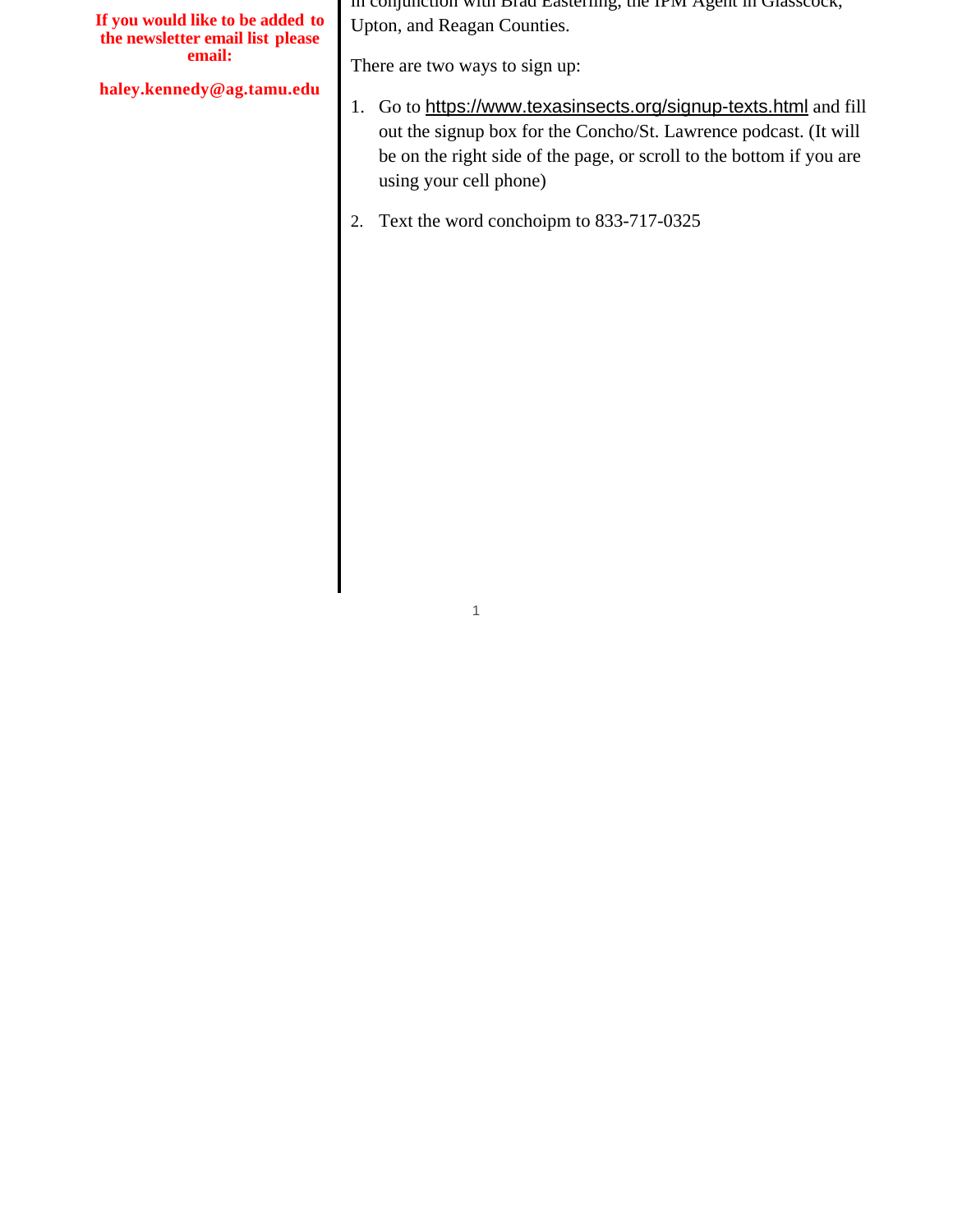**If you would like to be added to the newsletter email list please email:**

**haley.kennedy@ag.tamu.edu**

in conjunction with Brad Easterling, the IPM Agent in Glasscock, Upton, and Reagan Counties.

There are two ways to sign up:

1. Go to https://www.texasinsects.org/signup-texts.html and fill out the signup box for the Concho/St. Lawrence podcast. (It will be on the right side of the page, or scroll to the bottom if you are using your cell phone)
2. Text the word conchoipm to 833-717-0325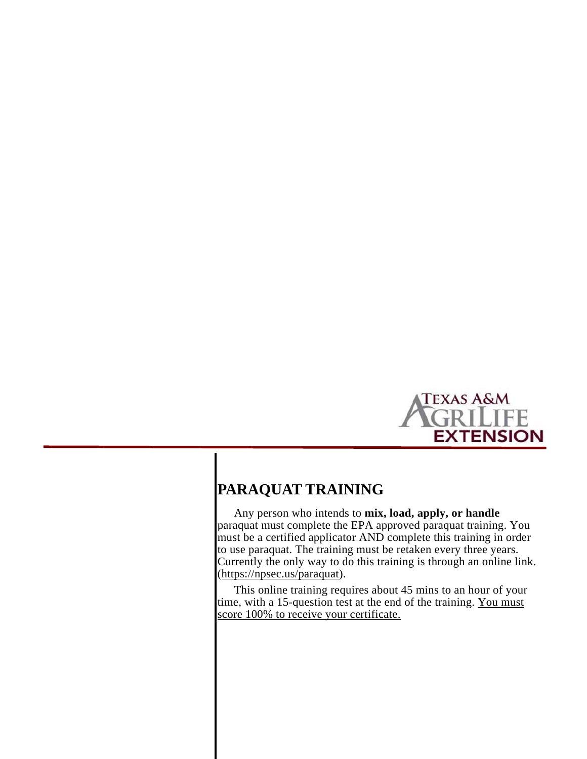# PARAQUAT TRAINING

Any person who intends to **mix, load, apply, or handle** paraquat must complete the EPA approved paraquat training. You must be a certified applicator AND complete this training in order to use paraquat. The training must be retaken every three years. Currently the only way to do this training is through an online link. (https://npsec.us/paraquat).

This online training requires about 45 mins to an hour of your time, with a 15-question test at the end of the training. You must score 100% to receive your certificate.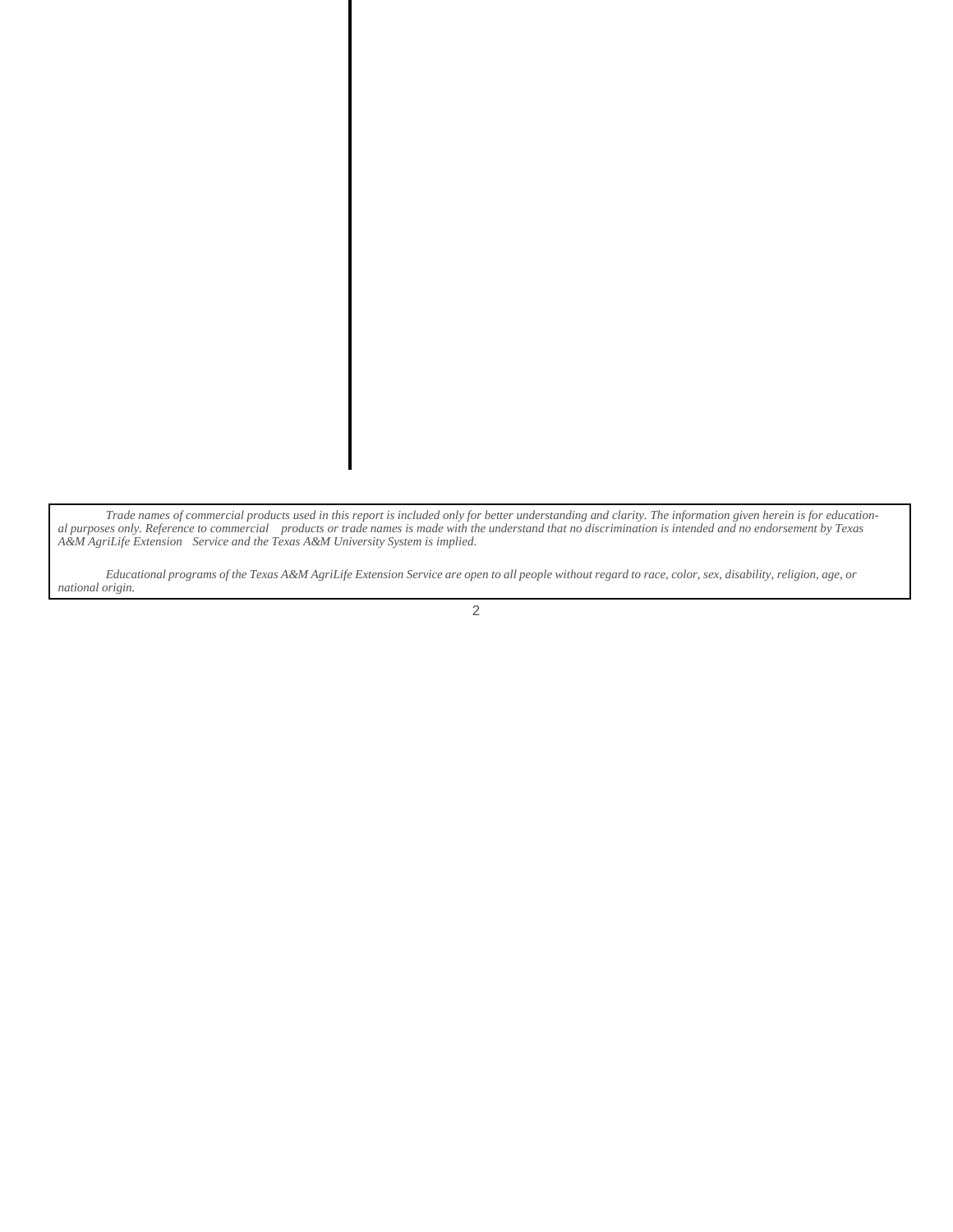*Trade names of commercial products used in this report is included only for better understanding and clarity. The information given herein is for educational purposes only. Reference to commercial products or trade names is made with the understand that no discrimination is intended and no endorsement by Texas A&M AgriLife Extension Service and the Texas A&M University System is implied.*

*Educational programs of the Texas A&M AgriLife Extension Service are open to all people without regard to race, color, sex, disability, religion, age, or national origin.*